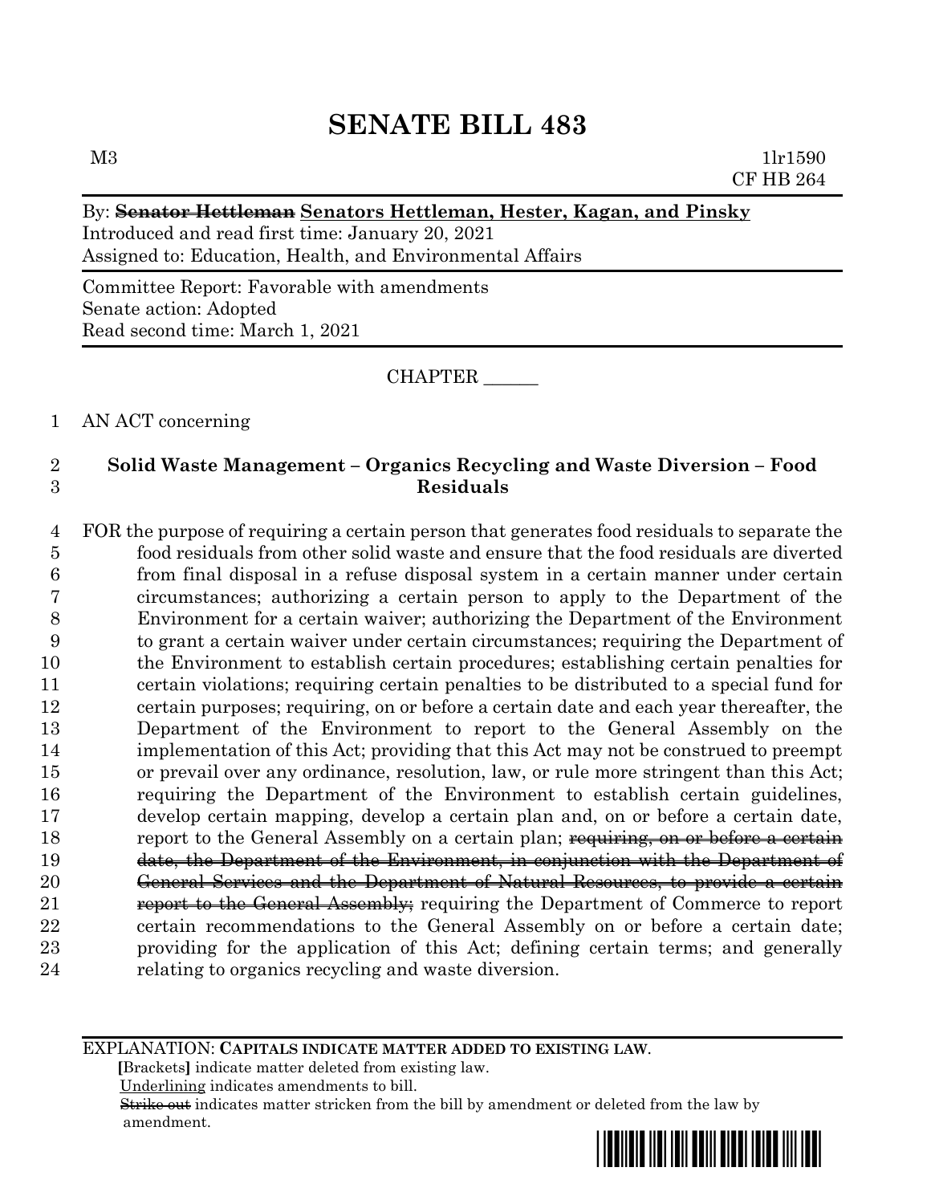# SENATE BILL 483

M3 1lr1590
CF HB 264

By: ~~Senator Hettleman~~ <u>Senators Hettleman, Hester, Kagan, and Pinsky</u>
Introduced and read first time: January 20, 2021
Assigned to: Education, Health, and Environmental Affairs

Committee Report: Favorable with amendments
Senate action: Adopted
Read second time: March 1, 2021

CHAPTER ______

1 AN ACT concerning

2 **Solid Waste Management – Organics Recycling and Waste Diversion – Food**
3 **Residuals**

4 FOR the purpose of requiring a certain person that generates food residuals to separate the
5 food residuals from other solid waste and ensure that the food residuals are diverted
6 from final disposal in a refuse disposal system in a certain manner under certain
7 circumstances; authorizing a certain person to apply to the Department of the
8 Environment for a certain waiver; authorizing the Department of the Environment
9 to grant a certain waiver under certain circumstances; requiring the Department of
10 the Environment to establish certain procedures; establishing certain penalties for
11 certain violations; requiring certain penalties to be distributed to a special fund for
12 certain purposes; requiring, on or before a certain date and each year thereafter, the
13 Department of the Environment to report to the General Assembly on the
14 implementation of this Act; providing that this Act may not be construed to preempt
15 or prevail over any ordinance, resolution, law, or rule more stringent than this Act;
16 requiring the Department of the Environment to establish certain guidelines,
17 develop certain mapping, develop a certain plan and, on or before a certain date,
18 report to the General Assembly on a certain plan; ~~requiring, on or before a certain~~
19 ~~date, the Department of the Environment, in conjunction with the Department of~~
20 ~~General Services and the Department of Natural Resources, to provide a certain~~
21 ~~report to the General Assembly;~~ requiring the Department of Commerce to report
22 certain recommendations to the General Assembly on or before a certain date;
23 providing for the application of this Act; defining certain terms; and generally
24 relating to organics recycling and waste diversion.

EXPLANATION: **CAPITALS INDICATE MATTER ADDED TO EXISTING LAW.**
**[**Brackets**]** indicate matter deleted from existing law.
<u>Underlining</u> indicates amendments to bill.
~~Strike out~~ indicates matter stricken from the bill by amendment or deleted from the law by amendment.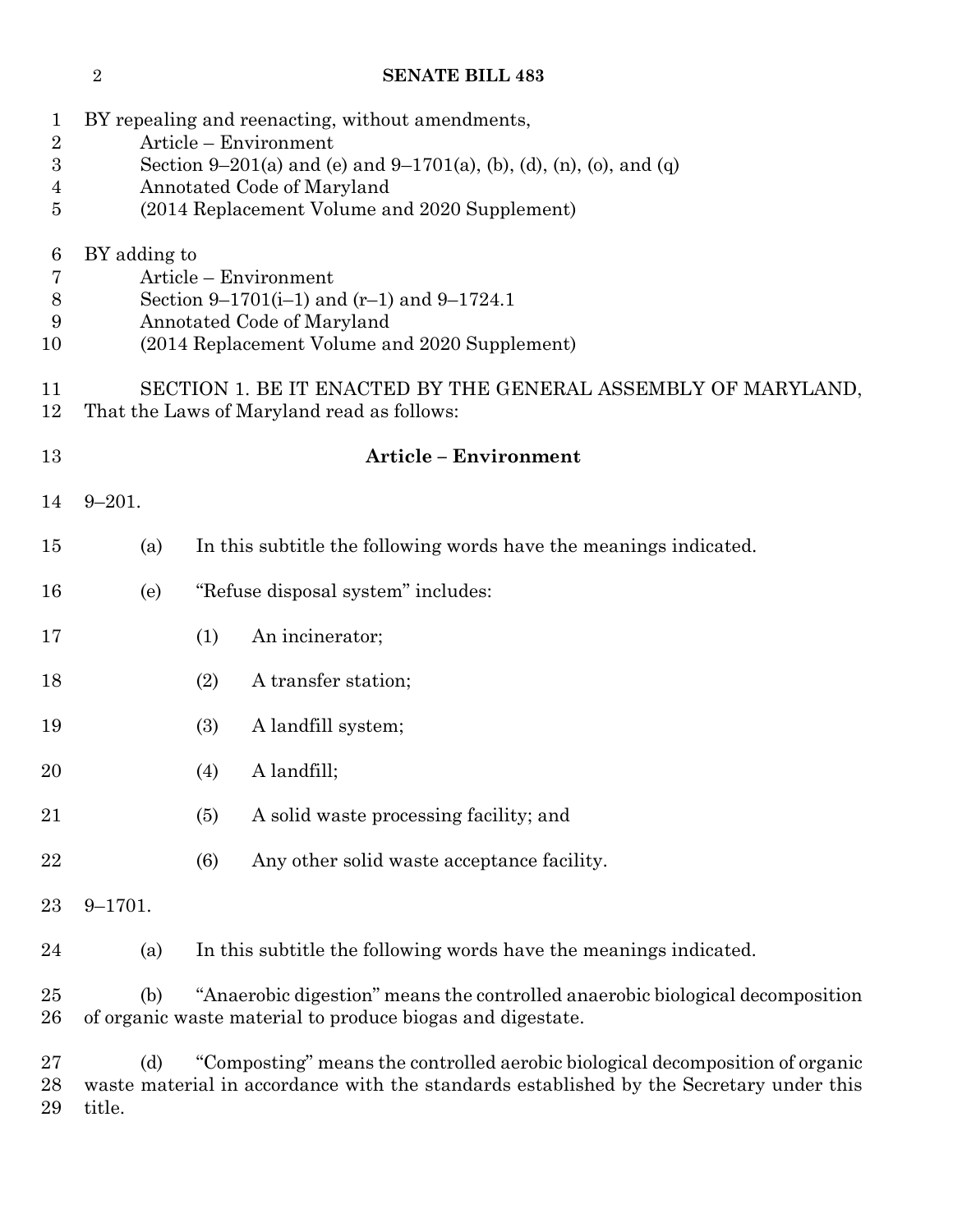BY repealing and reenacting, without amendments,
Article – Environment
Section 9–201(a) and (e) and 9–1701(a), (b), (d), (n), (o), and (q)
Annotated Code of Maryland
(2014 Replacement Volume and 2020 Supplement)

BY adding to
Article – Environment
Section 9–1701(i–1) and (r–1) and 9–1724.1
Annotated Code of Maryland
(2014 Replacement Volume and 2020 Supplement)

SECTION 1. BE IT ENACTED BY THE GENERAL ASSEMBLY OF MARYLAND, That the Laws of Maryland read as follows:

**Article – Environment**

9–201.

(a) In this subtitle the following words have the meanings indicated.

(e) "Refuse disposal system" includes:

(1) An incinerator;

(2) A transfer station;

(3) A landfill system;

(4) A landfill;

(5) A solid waste processing facility; and

(6) Any other solid waste acceptance facility.

9–1701.

(a) In this subtitle the following words have the meanings indicated.

(b) "Anaerobic digestion" means the controlled anaerobic biological decomposition of organic waste material to produce biogas and digestate.

(d) "Composting" means the controlled aerobic biological decomposition of organic waste material in accordance with the standards established by the Secretary under this title.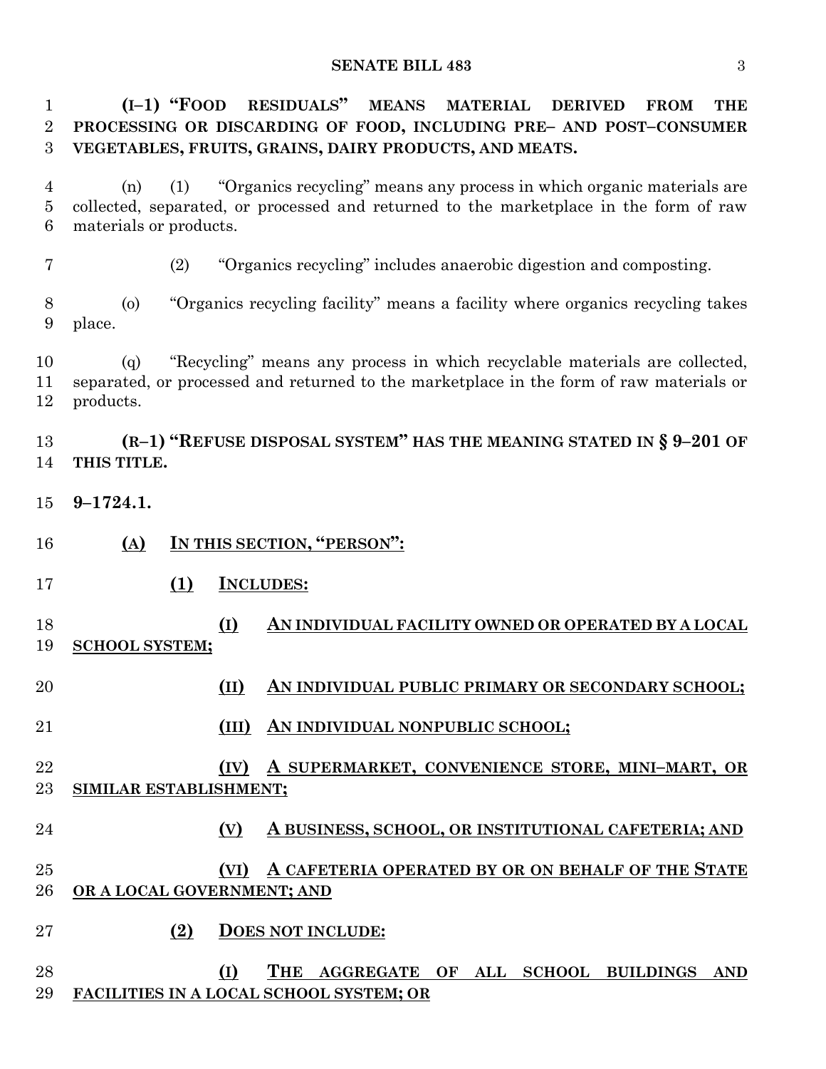**(I–1) "FOOD RESIDUALS" MEANS MATERIAL DERIVED FROM THE PROCESSING OR DISCARDING OF FOOD, INCLUDING PRE– AND POST–CONSUMER VEGETABLES, FRUITS, GRAINS, DAIRY PRODUCTS, AND MEATS.**

(n) (1) "Organics recycling" means any process in which organic materials are collected, separated, or processed and returned to the marketplace in the form of raw materials or products.

(2) "Organics recycling" includes anaerobic digestion and composting.

(o) "Organics recycling facility" means a facility where organics recycling takes place.

(q) "Recycling" means any process in which recyclable materials are collected, separated, or processed and returned to the marketplace in the form of raw materials or products.

**(R–1) "REFUSE DISPOSAL SYSTEM" HAS THE MEANING STATED IN § 9–201 OF THIS TITLE.**

**9–1724.1.**

**(A) IN THIS SECTION, "PERSON":**

**(1) INCLUDES:**

**(I) AN INDIVIDUAL FACILITY OWNED OR OPERATED BY A LOCAL SCHOOL SYSTEM;**

**(II) AN INDIVIDUAL PUBLIC PRIMARY OR SECONDARY SCHOOL;**

**(III) AN INDIVIDUAL NONPUBLIC SCHOOL;**

**(IV) A SUPERMARKET, CONVENIENCE STORE, MINI–MART, OR SIMILAR ESTABLISHMENT;**

**(V) A BUSINESS, SCHOOL, OR INSTITUTIONAL CAFETERIA; AND**

**(VI) A CAFETERIA OPERATED BY OR ON BEHALF OF THE STATE OR A LOCAL GOVERNMENT; AND**

**(2) DOES NOT INCLUDE:**

**(I) THE AGGREGATE OF ALL SCHOOL BUILDINGS AND FACILITIES IN A LOCAL SCHOOL SYSTEM; OR**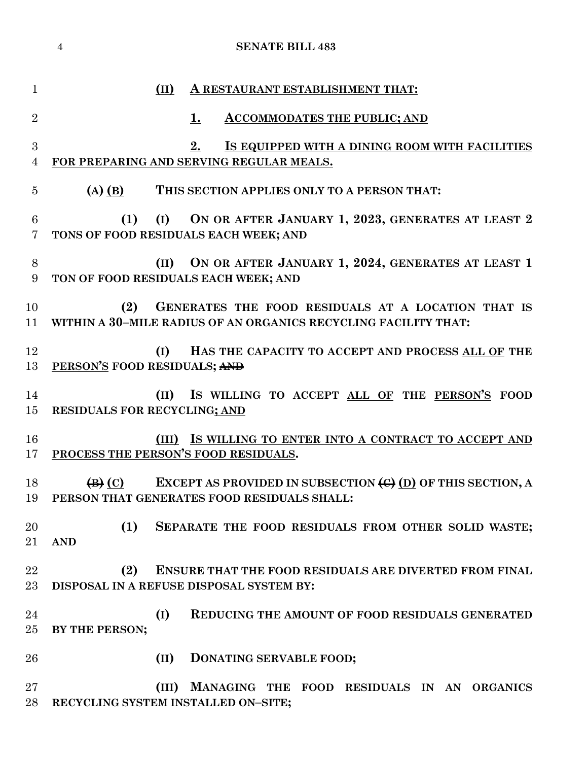**(II) <u>A RESTAURANT ESTABLISHMENT THAT:</u>**

**<u>1. ACCOMMODATES THE PUBLIC; AND</u>**

**<u>2. IS EQUIPPED WITH A DINING ROOM WITH FACILITIES FOR PREPARING AND SERVING REGULAR MEALS.</u>**

**~~(A)~~ <u>(B)</u> THIS SECTION APPLIES ONLY TO A PERSON THAT:**

**(1) (I) ON OR AFTER JANUARY 1, 2023, GENERATES AT LEAST 2 TONS OF FOOD RESIDUALS EACH WEEK; AND**

**(II) ON OR AFTER JANUARY 1, 2024, GENERATES AT LEAST 1 TON OF FOOD RESIDUALS EACH WEEK; AND**

**(2) GENERATES THE FOOD RESIDUALS AT A LOCATION THAT IS WITHIN A 30–MILE RADIUS OF AN ORGANICS RECYCLING FACILITY THAT:**

**(I) HAS THE CAPACITY TO ACCEPT AND PROCESS <u>ALL OF</u> THE <u>PERSON'S</u> FOOD RESIDUALS; ~~AND~~**

**(II) IS WILLING TO ACCEPT <u>ALL OF</u> THE <u>PERSON'S</u> FOOD RESIDUALS FOR RECYCLING<u>; AND</u>**

**<u>(III) IS WILLING TO ENTER INTO A CONTRACT TO ACCEPT AND PROCESS THE PERSON'S FOOD RESIDUALS</u>.**

**~~(B)~~ <u>(C)</u> EXCEPT AS PROVIDED IN SUBSECTION ~~(C)~~ <u>(D)</u> OF THIS SECTION, A PERSON THAT GENERATES FOOD RESIDUALS SHALL:**

**(1) SEPARATE THE FOOD RESIDUALS FROM OTHER SOLID WASTE; AND**

**(2) ENSURE THAT THE FOOD RESIDUALS ARE DIVERTED FROM FINAL DISPOSAL IN A REFUSE DISPOSAL SYSTEM BY:**

**(I) REDUCING THE AMOUNT OF FOOD RESIDUALS GENERATED BY THE PERSON;**

**(II) DONATING SERVABLE FOOD;**

**(III) MANAGING THE FOOD RESIDUALS IN AN ORGANICS RECYCLING SYSTEM INSTALLED ON–SITE;**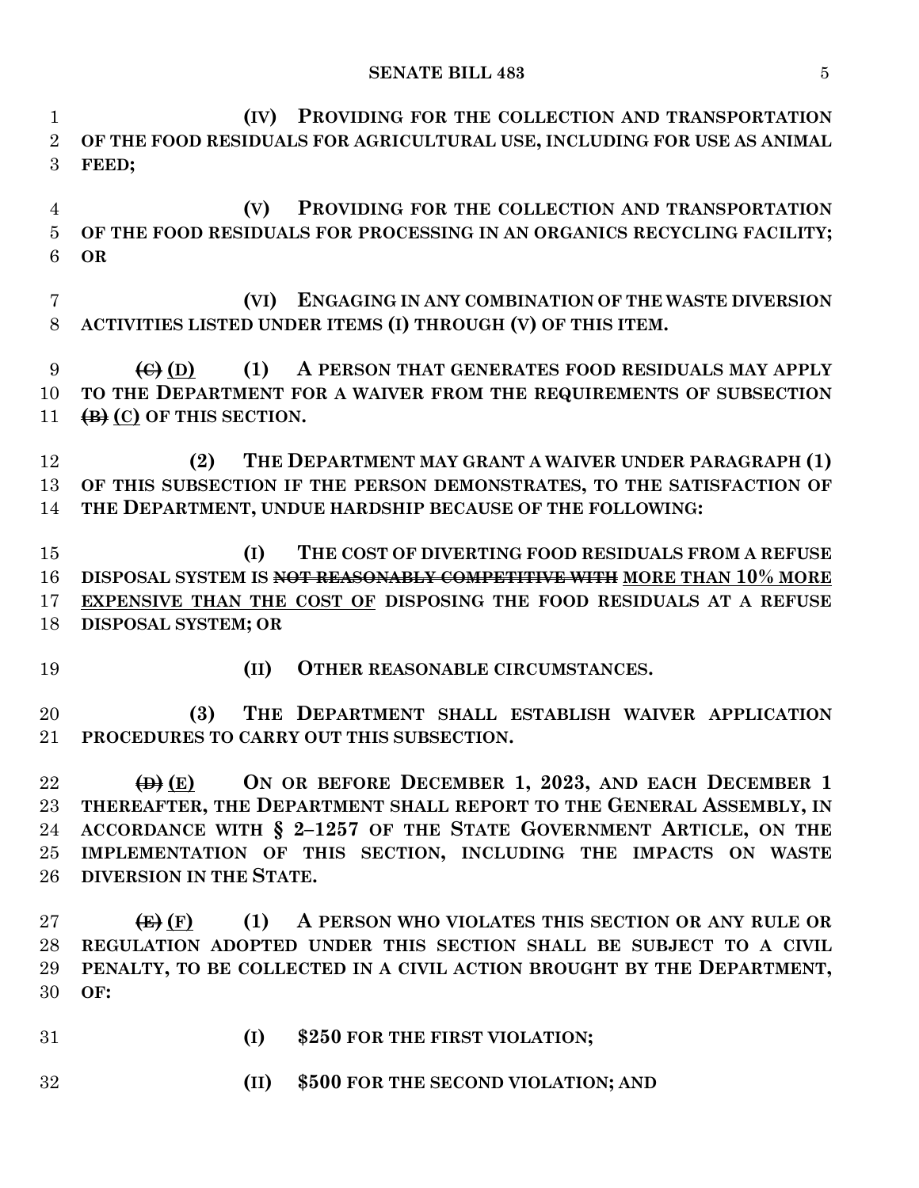**(IV) PROVIDING FOR THE COLLECTION AND TRANSPORTATION OF THE FOOD RESIDUALS FOR AGRICULTURAL USE, INCLUDING FOR USE AS ANIMAL FEED;**

**(V) PROVIDING FOR THE COLLECTION AND TRANSPORTATION OF THE FOOD RESIDUALS FOR PROCESSING IN AN ORGANICS RECYCLING FACILITY; OR**

**(VI) ENGAGING IN ANY COMBINATION OF THE WASTE DIVERSION ACTIVITIES LISTED UNDER ITEMS (I) THROUGH (V) OF THIS ITEM.**

**~~(C)~~ <u>(D)</u> (1) A PERSON THAT GENERATES FOOD RESIDUALS MAY APPLY TO THE DEPARTMENT FOR A WAIVER FROM THE REQUIREMENTS OF SUBSECTION ~~(B)~~ <u>(C)</u> OF THIS SECTION.**

**(2) THE DEPARTMENT MAY GRANT A WAIVER UNDER PARAGRAPH (1) OF THIS SUBSECTION IF THE PERSON DEMONSTRATES, TO THE SATISFACTION OF THE DEPARTMENT, UNDUE HARDSHIP BECAUSE OF THE FOLLOWING:**

**(I) THE COST OF DIVERTING FOOD RESIDUALS FROM A REFUSE DISPOSAL SYSTEM IS ~~NOT REASONABLY COMPETITIVE WITH~~ <u>MORE THAN 10% MORE EXPENSIVE THAN THE COST OF</u> DISPOSING THE FOOD RESIDUALS AT A REFUSE DISPOSAL SYSTEM; OR**

**(II) OTHER REASONABLE CIRCUMSTANCES.**

**(3) THE DEPARTMENT SHALL ESTABLISH WAIVER APPLICATION PROCEDURES TO CARRY OUT THIS SUBSECTION.**

**~~(D)~~ <u>(E)</u> ON OR BEFORE DECEMBER 1, 2023, AND EACH DECEMBER 1 THEREAFTER, THE DEPARTMENT SHALL REPORT TO THE GENERAL ASSEMBLY, IN ACCORDANCE WITH § 2–1257 OF THE STATE GOVERNMENT ARTICLE, ON THE IMPLEMENTATION OF THIS SECTION, INCLUDING THE IMPACTS ON WASTE DIVERSION IN THE STATE.**

**~~(E)~~ <u>(F)</u> (1) A PERSON WHO VIOLATES THIS SECTION OR ANY RULE OR REGULATION ADOPTED UNDER THIS SECTION SHALL BE SUBJECT TO A CIVIL PENALTY, TO BE COLLECTED IN A CIVIL ACTION BROUGHT BY THE DEPARTMENT, OF:**

**(I) $250 FOR THE FIRST VIOLATION;**

**(II) $500 FOR THE SECOND VIOLATION; AND**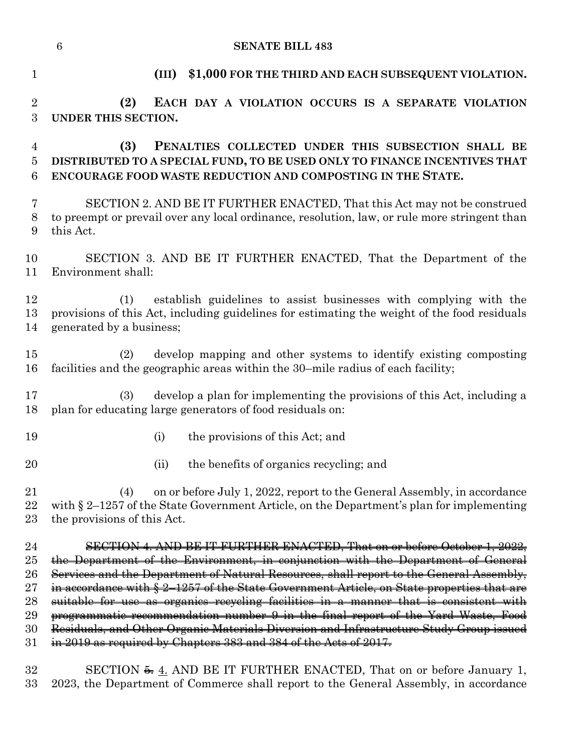**(III) $1,000 FOR THE THIRD AND EACH SUBSEQUENT VIOLATION.**

**(2) EACH DAY A VIOLATION OCCURS IS A SEPARATE VIOLATION UNDER THIS SECTION.**

**(3) PENALTIES COLLECTED UNDER THIS SUBSECTION SHALL BE DISTRIBUTED TO A SPECIAL FUND, TO BE USED ONLY TO FINANCE INCENTIVES THAT ENCOURAGE FOOD WASTE REDUCTION AND COMPOSTING IN THE STATE.**

SECTION 2. AND BE IT FURTHER ENACTED, That this Act may not be construed to preempt or prevail over any local ordinance, resolution, law, or rule more stringent than this Act.

SECTION 3. AND BE IT FURTHER ENACTED, That the Department of the Environment shall:

(1) establish guidelines to assist businesses with complying with the provisions of this Act, including guidelines for estimating the weight of the food residuals generated by a business;

(2) develop mapping and other systems to identify existing composting facilities and the geographic areas within the 30–mile radius of each facility;

(3) develop a plan for implementing the provisions of this Act, including a plan for educating large generators of food residuals on:

(i) the provisions of this Act; and

(ii) the benefits of organics recycling; and

(4) on or before July 1, 2022, report to the General Assembly, in accordance with § 2–1257 of the State Government Article, on the Department's plan for implementing the provisions of this Act.

~~SECTION 4. AND BE IT FURTHER ENACTED, That on or before October 1, 2022, the Department of the Environment, in conjunction with the Department of General Services and the Department of Natural Resources, shall report to the General Assembly, in accordance with § 2–1257 of the State Government Article, on State properties that are suitable for use as organics recycling facilities in a manner that is consistent with programmatic recommendation number 9 in the final report of the Yard Waste, Food Residuals, and Other Organic Materials Diversion and Infrastructure Study Group issued in 2019 as required by Chapters 383 and 384 of the Acts of 2017.~~

SECTION ~~5.~~ 4. AND BE IT FURTHER ENACTED, That on or before January 1, 2023, the Department of Commerce shall report to the General Assembly, in accordance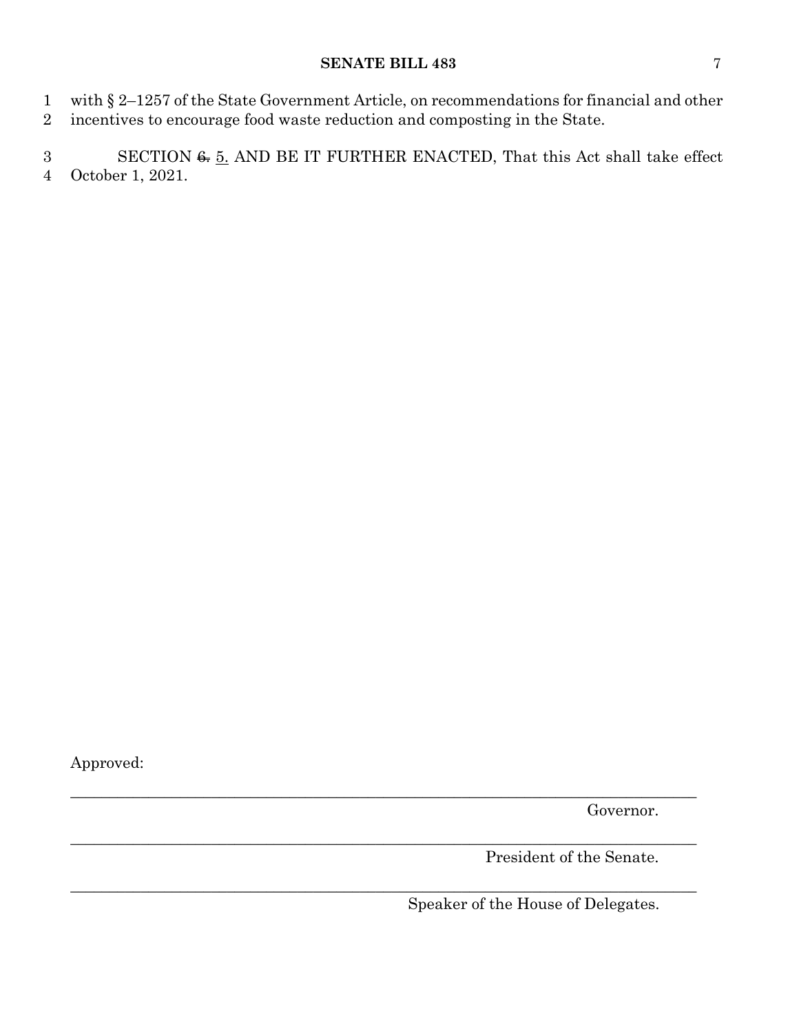with § 2–1257 of the State Government Article, on recommendations for financial and other incentives to encourage food waste reduction and composting in the State.

SECTION ~~6.~~ 5. AND BE IT FURTHER ENACTED, That this Act shall take effect October 1, 2021.

Approved:

\_\_\_\_\_\_\_\_\_\_\_\_\_\_\_\_\_\_\_\_\_\_\_\_\_\_\_\_\_\_\_\_\_\_\_\_\_\_\_\_\_\_\_\_\_\_\_\_\_\_\_\_\_\_\_\_\_\_\_\_\_\_\_\_\_\_\_\_\_\_\_\_\_\_\_\_\_\_\_\_\_

Governor.

\_\_\_\_\_\_\_\_\_\_\_\_\_\_\_\_\_\_\_\_\_\_\_\_\_\_\_\_\_\_\_\_\_\_\_\_\_\_\_\_\_\_\_\_\_\_\_\_\_\_\_\_\_\_\_\_\_\_\_\_\_\_\_\_\_\_\_\_\_\_\_\_\_\_\_\_\_\_\_\_\_

President of the Senate.

\_\_\_\_\_\_\_\_\_\_\_\_\_\_\_\_\_\_\_\_\_\_\_\_\_\_\_\_\_\_\_\_\_\_\_\_\_\_\_\_\_\_\_\_\_\_\_\_\_\_\_\_\_\_\_\_\_\_\_\_\_\_\_\_\_\_\_\_\_\_\_\_\_\_\_\_\_\_\_\_\_

Speaker of the House of Delegates.